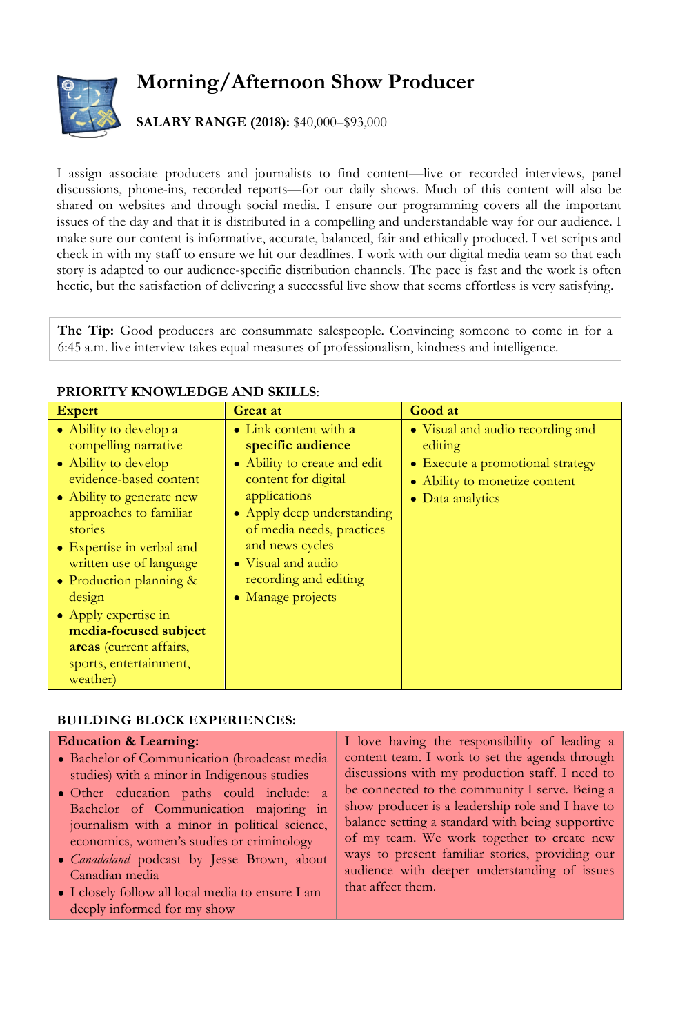# Morning/Afternoon Show Producer

**SALARY RANGE (2018):** $40,000–$93,000

I assign associate producers and journalists to find content—live or recorded interviews, panel discussions, phone-ins, recorded reports—for our daily shows. Much of this content will also be shared on websites and through social media. I ensure our programming covers all the important issues of the day and that it is distributed in a compelling and understandable way for our audience. I make sure our content is informative, accurate, balanced, fair and ethically produced. I vet scripts and check in with my staff to ensure we hit our deadlines. I work with our digital media team so that each story is adapted to our audience-specific distribution channels. The pace is fast and the work is often hectic, but the satisfaction of delivering a successful live show that seems effortless is very satisfying.

**The Tip:** Good producers are consummate salespeople. Convincing someone to come in for a 6:45 a.m. live interview takes equal measures of professionalism, kindness and intelligence.

**PRIORITY KNOWLEDGE AND SKILLS**:

| Expert | Great at | Good at |
|---|---|---|
| • Ability to develop a compelling narrative<br>• Ability to develop evidence-based content<br>• Ability to generate new approaches to familiar stories<br>• Expertise in verbal and written use of language<br>• Production planning & design<br>• Apply expertise in **media-focused subject areas** (current affairs, sports, entertainment, weather) | • Link content with **a specific audience**<br>• Ability to create and edit content for digital applications<br>• Apply deep understanding of media needs, practices and news cycles<br>• Visual and audio recording and editing<br>• Manage projects | • Visual and audio recording and editing<br>• Execute a promotional strategy<br>• Ability to monetize content<br>• Data analytics |

**BUILDING BLOCK EXPERIENCES:**

**Education & Learning:**

- Bachelor of Communication (broadcast media studies) with a minor in Indigenous studies
- Other education paths could include: a Bachelor of Communication majoring in journalism with a minor in political science, economics, women's studies or criminology
- *Canadaland* podcast by Jesse Brown, about Canadian media
- I closely follow all local media to ensure I am deeply informed for my show

I love having the responsibility of leading a content team. I work to set the agenda through discussions with my production staff. I need to be connected to the community I serve. Being a show producer is a leadership role and I have to balance setting a standard with being supportive of my team. We work together to create new ways to present familiar stories, providing our audience with deeper understanding of issues that affect them.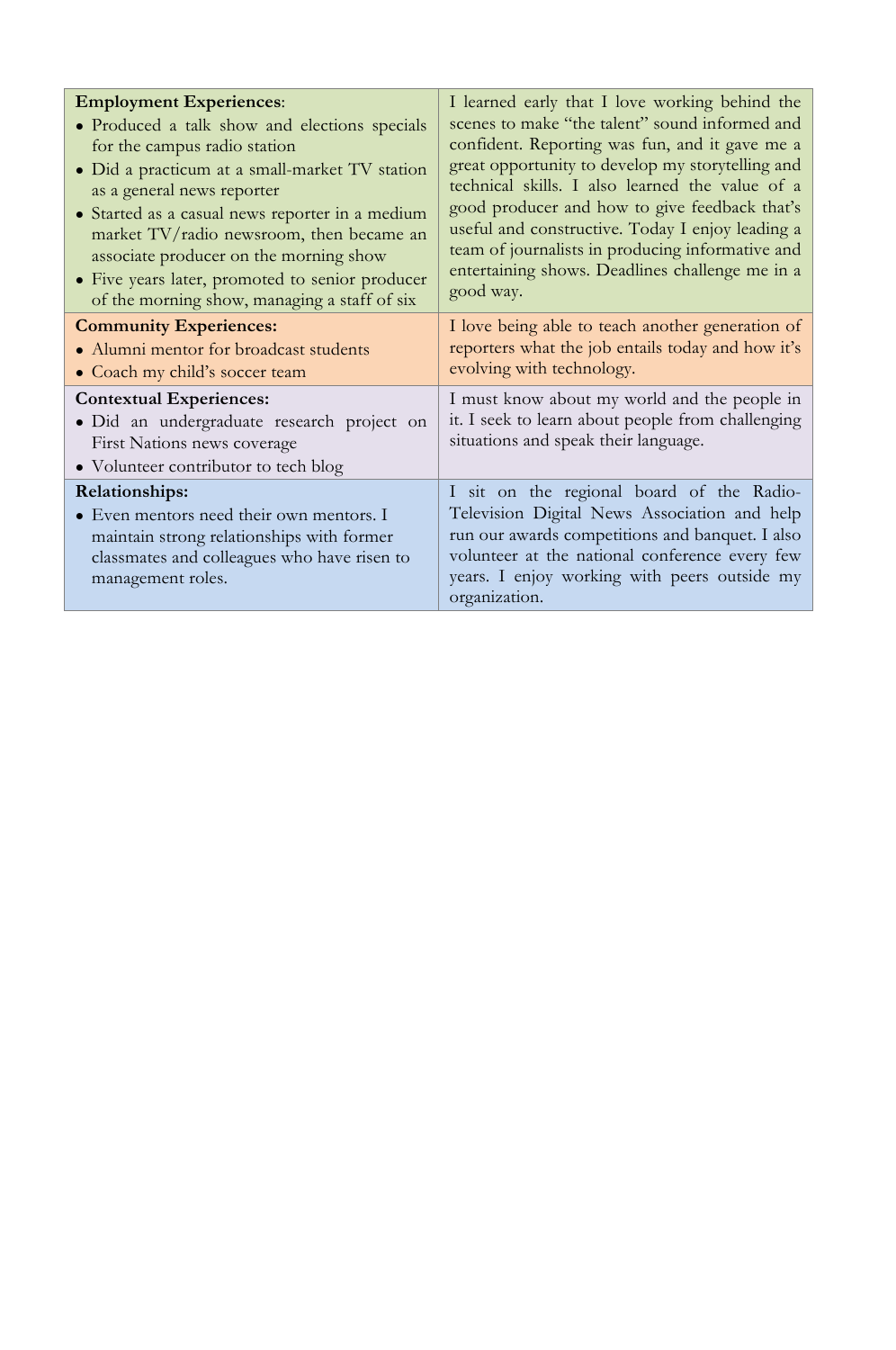| | |
|---|---|
| **Employment Experiences**:<br>• Produced a talk show and elections specials for the campus radio station<br>• Did a practicum at a small-market TV station as a general news reporter<br>• Started as a casual news reporter in a medium market TV/radio newsroom, then became an associate producer on the morning show<br>• Five years later, promoted to senior producer of the morning show, managing a staff of six | I learned early that I love working behind the scenes to make "the talent" sound informed and confident. Reporting was fun, and it gave me a great opportunity to develop my storytelling and technical skills. I also learned the value of a good producer and how to give feedback that's useful and constructive. Today I enjoy leading a team of journalists in producing informative and entertaining shows. Deadlines challenge me in a good way. |
| **Community Experiences:**<br>• Alumni mentor for broadcast students<br>• Coach my child's soccer team | I love being able to teach another generation of reporters what the job entails today and how it's evolving with technology. |
| **Contextual Experiences:**<br>• Did an undergraduate research project on First Nations news coverage<br>• Volunteer contributor to tech blog | I must know about my world and the people in it. I seek to learn about people from challenging situations and speak their language. |
| **Relationships:**<br>• Even mentors need their own mentors. I maintain strong relationships with former classmates and colleagues who have risen to management roles. | I sit on the regional board of the Radio-Television Digital News Association and help run our awards competitions and banquet. I also volunteer at the national conference every few years. I enjoy working with peers outside my organization. |